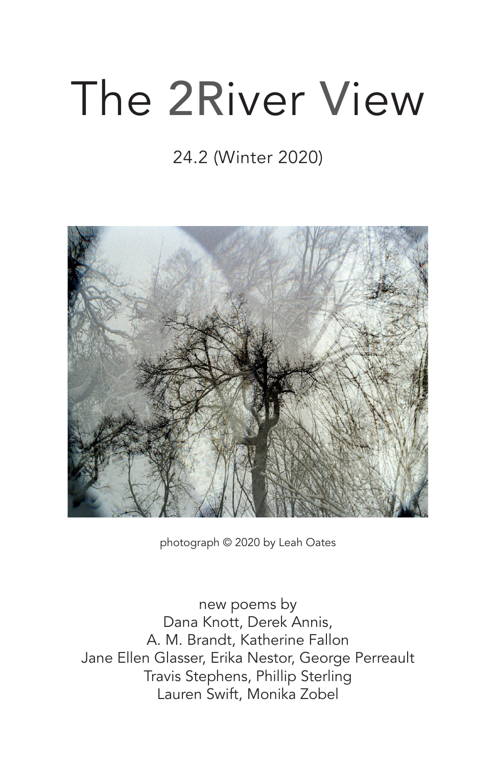# The 2River View

24.2 (Winter 2020)

photograph © 2020 by Leah Oates

new poems by
Dana Knott, Derek Annis,
A. M. Brandt, Katherine Fallon
Jane Ellen Glasser, Erika Nestor, George Perreault
Travis Stephens, Phillip Sterling
Lauren Swift, Monika Zobel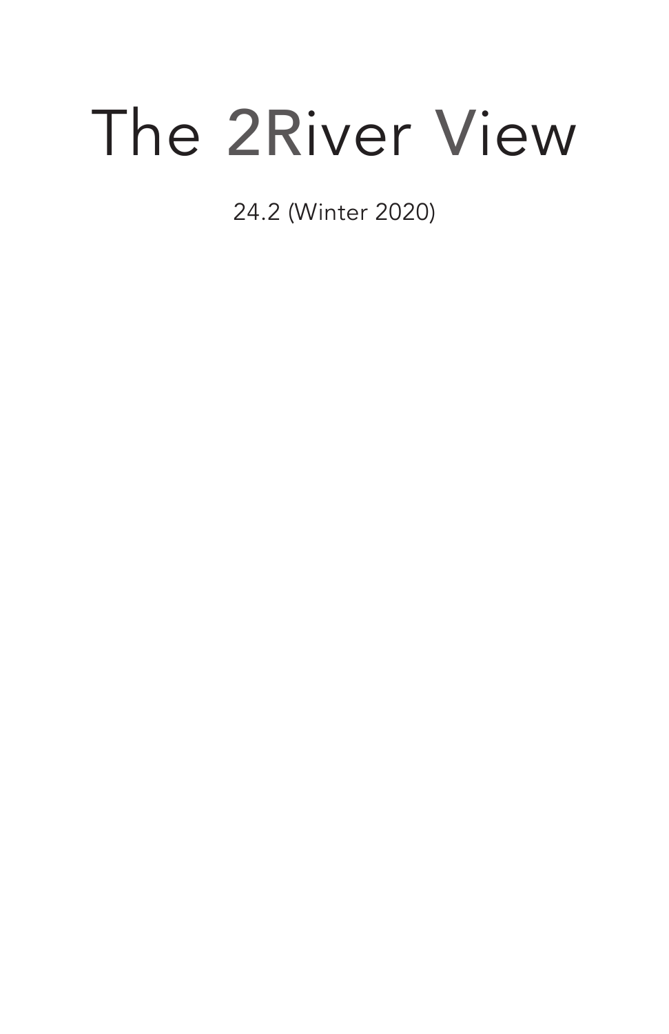# The 2River View

24.2 (Winter 2020)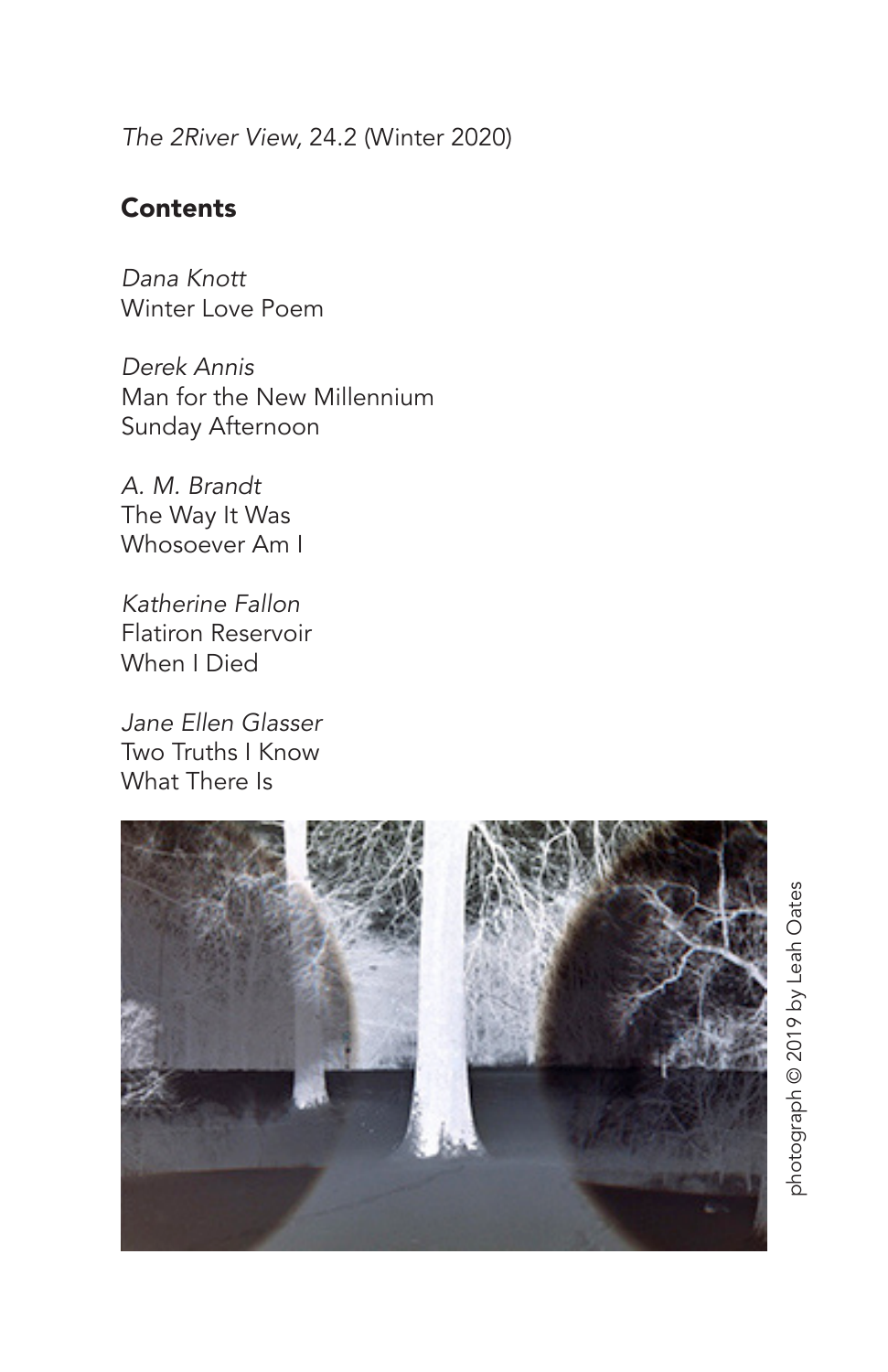*The 2River View*, 24.2 (Winter 2020)

## Contents

*Dana Knott*
Winter Love Poem

*Derek Annis*
Man for the New Millennium
Sunday Afternoon

*A. M. Brandt*
The Way It Was
Whosoever Am I

*Katherine Fallon*
Flatiron Reservoir
When I Died

*Jane Ellen Glasser*
Two Truths I Know
What There Is

photograph © 2019 by Leah Oates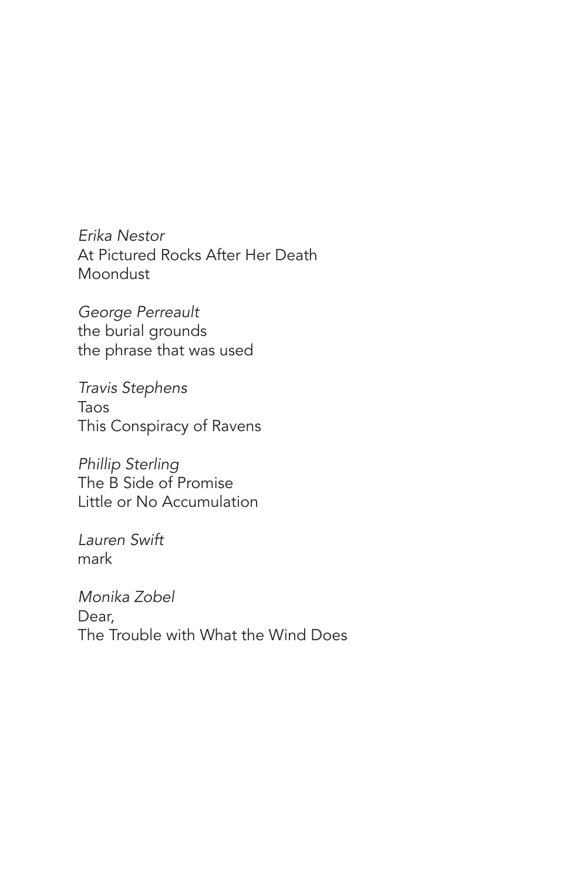*Erika Nestor*
At Pictured Rocks After Her Death
Moondust

*George Perreault*
the burial grounds
the phrase that was used

*Travis Stephens*
Taos
This Conspiracy of Ravens

*Phillip Sterling*
The B Side of Promise
Little or No Accumulation

*Lauren Swift*
mark

*Monika Zobel*
Dear,
The Trouble with What the Wind Does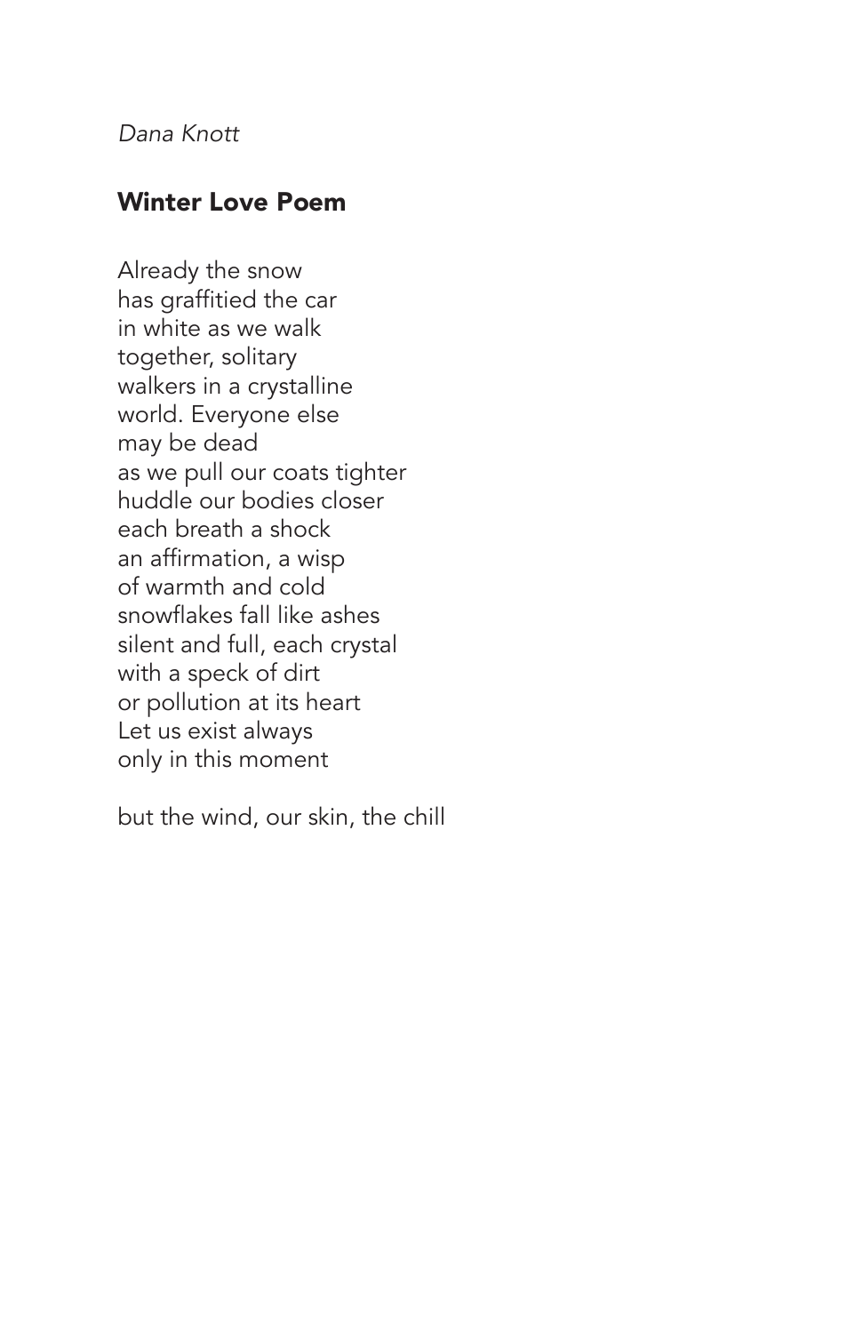*Dana Knott*

## Winter Love Poem

Already the snow  
has graffitied the car  
in white as we walk  
together, solitary  
walkers in a crystalline  
world. Everyone else  
may be dead  
as we pull our coats tighter  
huddle our bodies closer  
each breath a shock  
an affirmation, a wisp  
of warmth and cold  
snowflakes fall like ashes  
silent and full, each crystal  
with a speck of dirt  
or pollution at its heart  
Let us exist always  
only in this moment

but the wind, our skin, the chill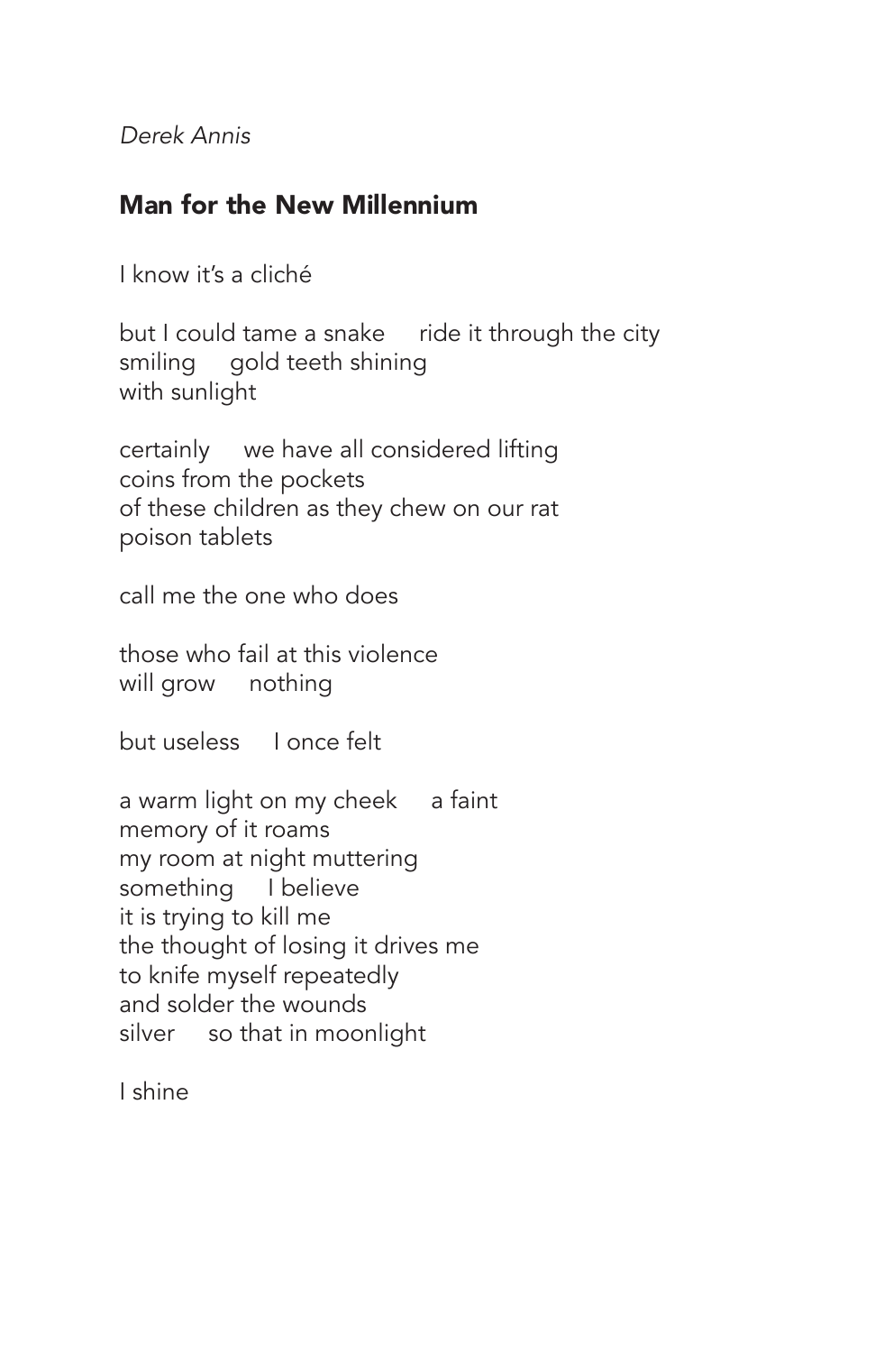*Derek Annis*

## Man for the New Millennium

I know it's a cliché

but I could tame a snake     ride it through the city  
smiling     gold teeth shining  
with sunlight

certainly     we have all considered lifting  
coins from the pockets  
of these children as they chew on our rat  
poison tablets

call me the one who does

those who fail at this violence  
will grow     nothing

but useless     I once felt

a warm light on my cheek     a faint  
memory of it roams  
my room at night muttering  
something     I believe  
it is trying to kill me  
the thought of losing it drives me  
to knife myself repeatedly  
and solder the wounds  
silver     so that in moonlight

I shine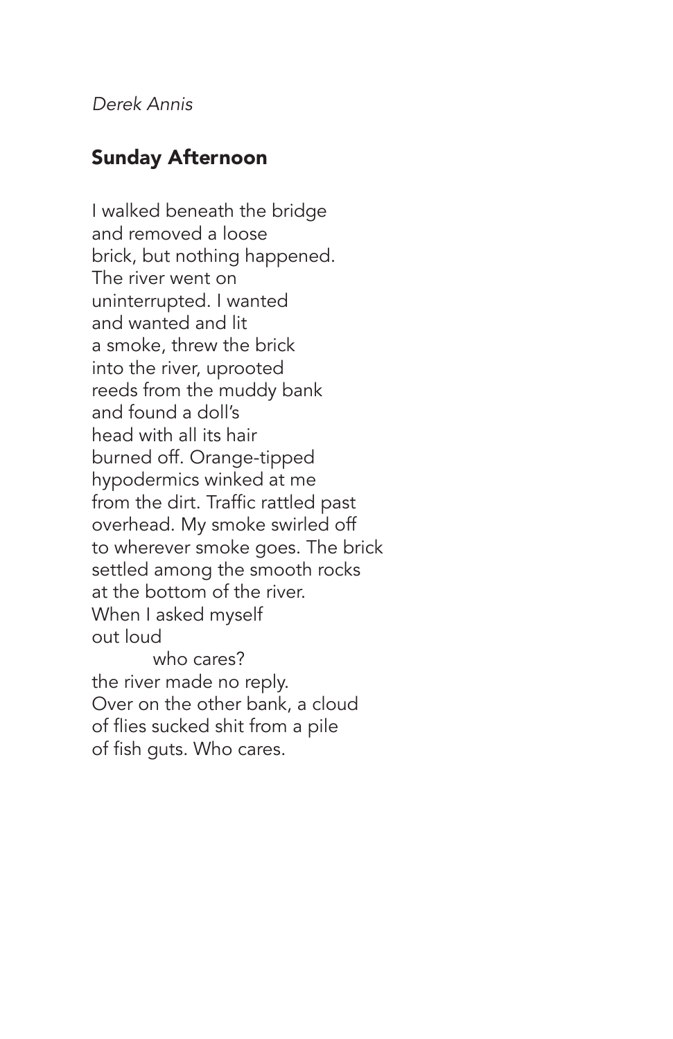*Derek Annis*

## Sunday Afternoon

I walked beneath the bridge  
and removed a loose  
brick, but nothing happened.  
The river went on  
uninterrupted. I wanted  
and wanted and lit  
a smoke, threw the brick  
into the river, uprooted  
reeds from the muddy bank  
and found a doll's  
head with all its hair  
burned off. Orange-tipped  
hypodermics winked at me  
from the dirt. Traffic rattled past  
overhead. My smoke swirled off  
to wherever smoke goes. The brick  
settled among the smooth rocks  
at the bottom of the river.  
When I asked myself  
out loud  
&emsp;&emsp;&emsp;who cares?  
the river made no reply.  
Over on the other bank, a cloud  
of flies sucked shit from a pile  
of fish guts. Who cares.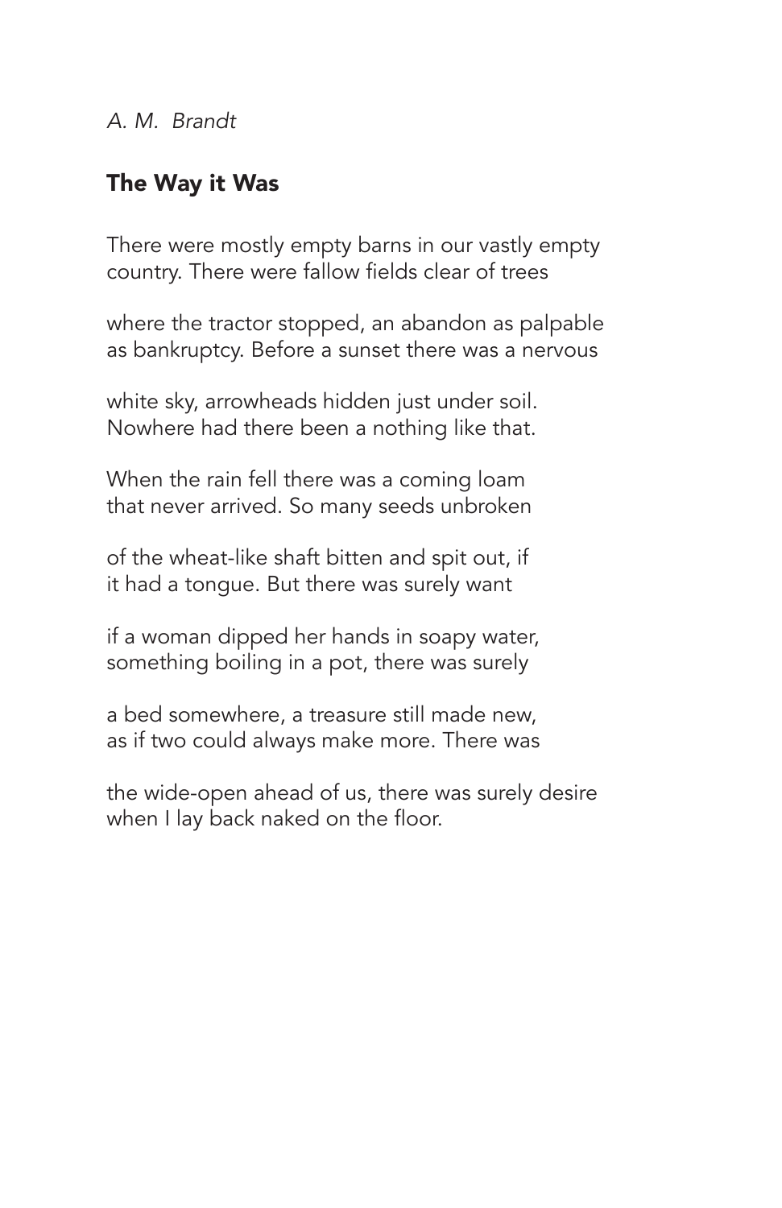*A. M. Brandt*

## The Way it Was

There were mostly empty barns in our vastly empty
country. There were fallow fields clear of trees

where the tractor stopped, an abandon as palpable
as bankruptcy. Before a sunset there was a nervous

white sky, arrowheads hidden just under soil.
Nowhere had there been a nothing like that.

When the rain fell there was a coming loam
that never arrived. So many seeds unbroken

of the wheat-like shaft bitten and spit out, if
it had a tongue. But there was surely want

if a woman dipped her hands in soapy water,
something boiling in a pot, there was surely

a bed somewhere, a treasure still made new,
as if two could always make more. There was

the wide-open ahead of us, there was surely desire
when I lay back naked on the floor.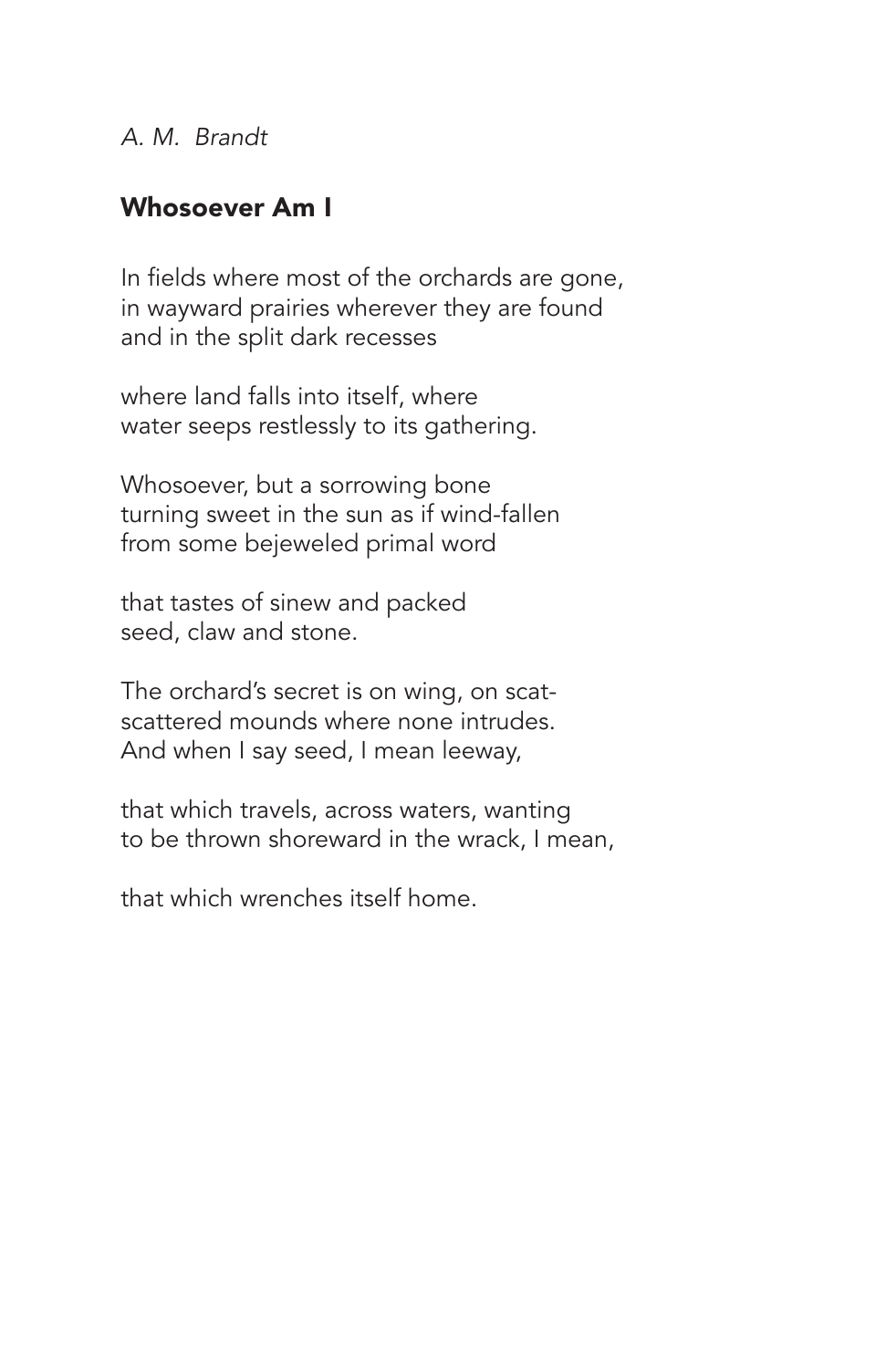*A. M. Brandt*

## Whosoever Am I

In fields where most of the orchards are gone,  
in wayward prairies wherever they are found  
and in the split dark recesses

where land falls into itself, where  
water seeps restlessly to its gathering.

Whosoever, but a sorrowing bone  
turning sweet in the sun as if wind-fallen  
from some bejeweled primal word

that tastes of sinew and packed  
seed, claw and stone.

The orchard's secret is on wing, on scat-  
scattered mounds where none intrudes.  
And when I say seed, I mean leeway,

that which travels, across waters, wanting  
to be thrown shoreward in the wrack, I mean,

that which wrenches itself home.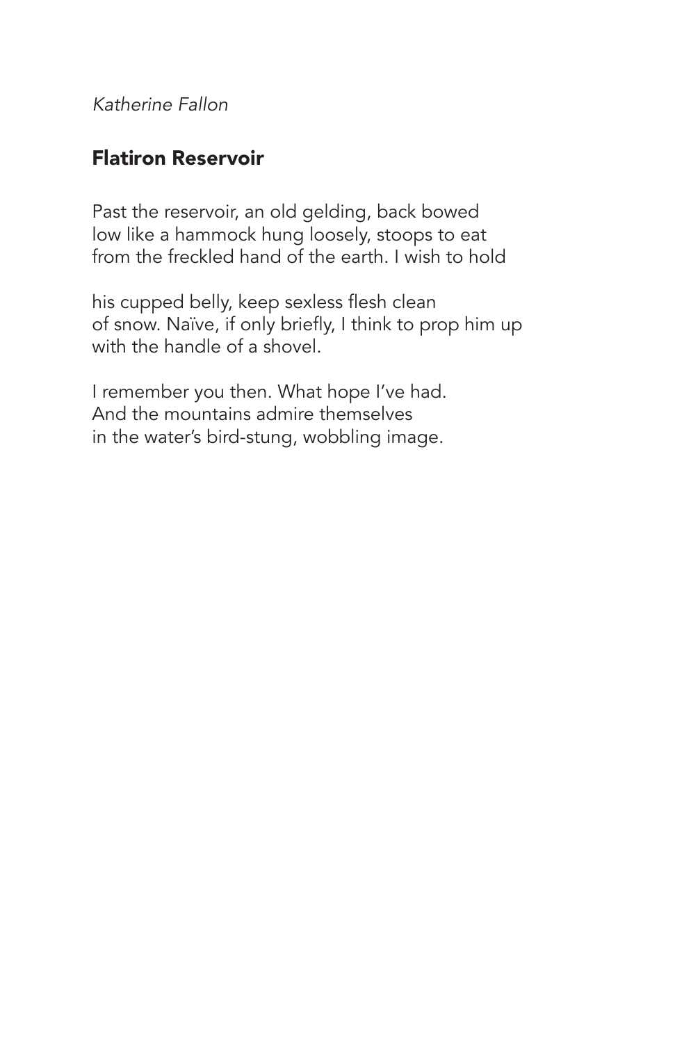*Katherine Fallon*

## Flatiron Reservoir

Past the reservoir, an old gelding, back bowed
low like a hammock hung loosely, stoops to eat
from the freckled hand of the earth. I wish to hold

his cupped belly, keep sexless flesh clean
of snow. Naïve, if only briefly, I think to prop him up
with the handle of a shovel.

I remember you then. What hope I've had.
And the mountains admire themselves
in the water's bird-stung, wobbling image.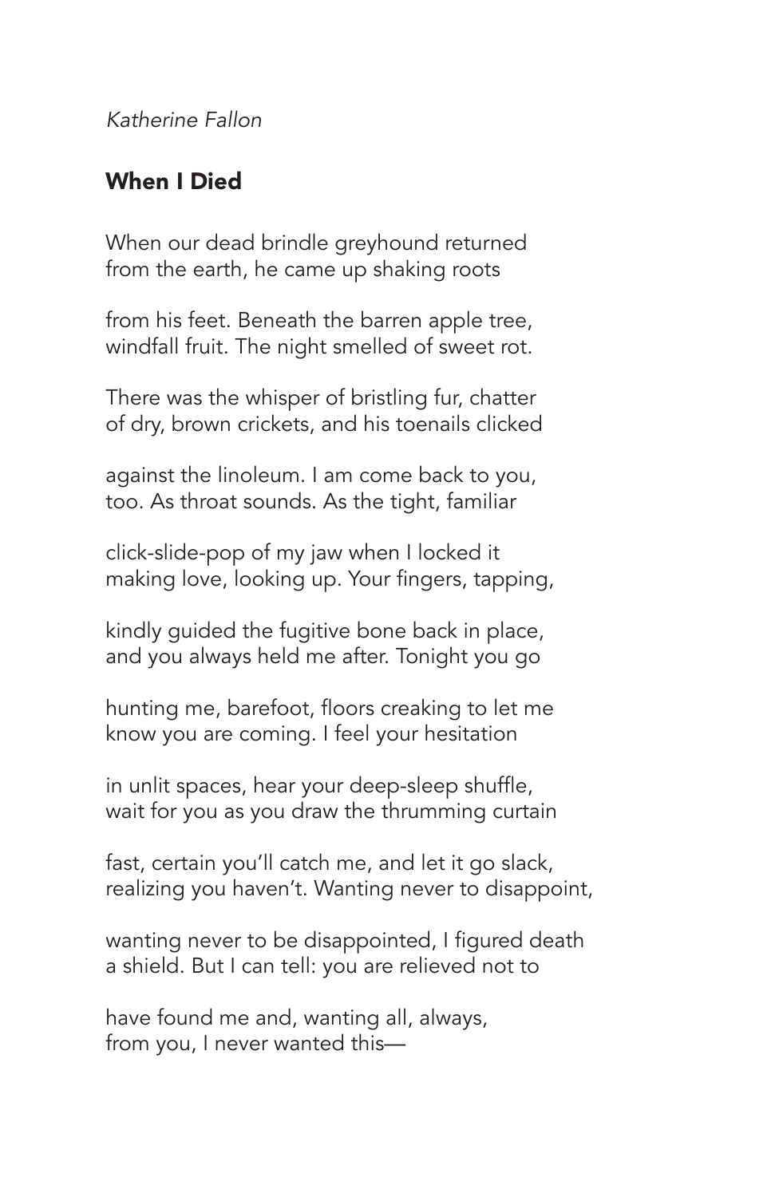*Katherine Fallon*

## When I Died

When our dead brindle greyhound returned
from the earth, he came up shaking roots

from his feet. Beneath the barren apple tree,
windfall fruit. The night smelled of sweet rot.

There was the whisper of bristling fur, chatter
of dry, brown crickets, and his toenails clicked

against the linoleum. I am come back to you,
too. As throat sounds. As the tight, familiar

click-slide-pop of my jaw when I locked it
making love, looking up. Your fingers, tapping,

kindly guided the fugitive bone back in place,
and you always held me after. Tonight you go

hunting me, barefoot, floors creaking to let me
know you are coming. I feel your hesitation

in unlit spaces, hear your deep-sleep shuffle,
wait for you as you draw the thrumming curtain

fast, certain you'll catch me, and let it go slack,
realizing you haven't. Wanting never to disappoint,

wanting never to be disappointed, I figured death
a shield. But I can tell: you are relieved not to

have found me and, wanting all, always,
from you, I never wanted this—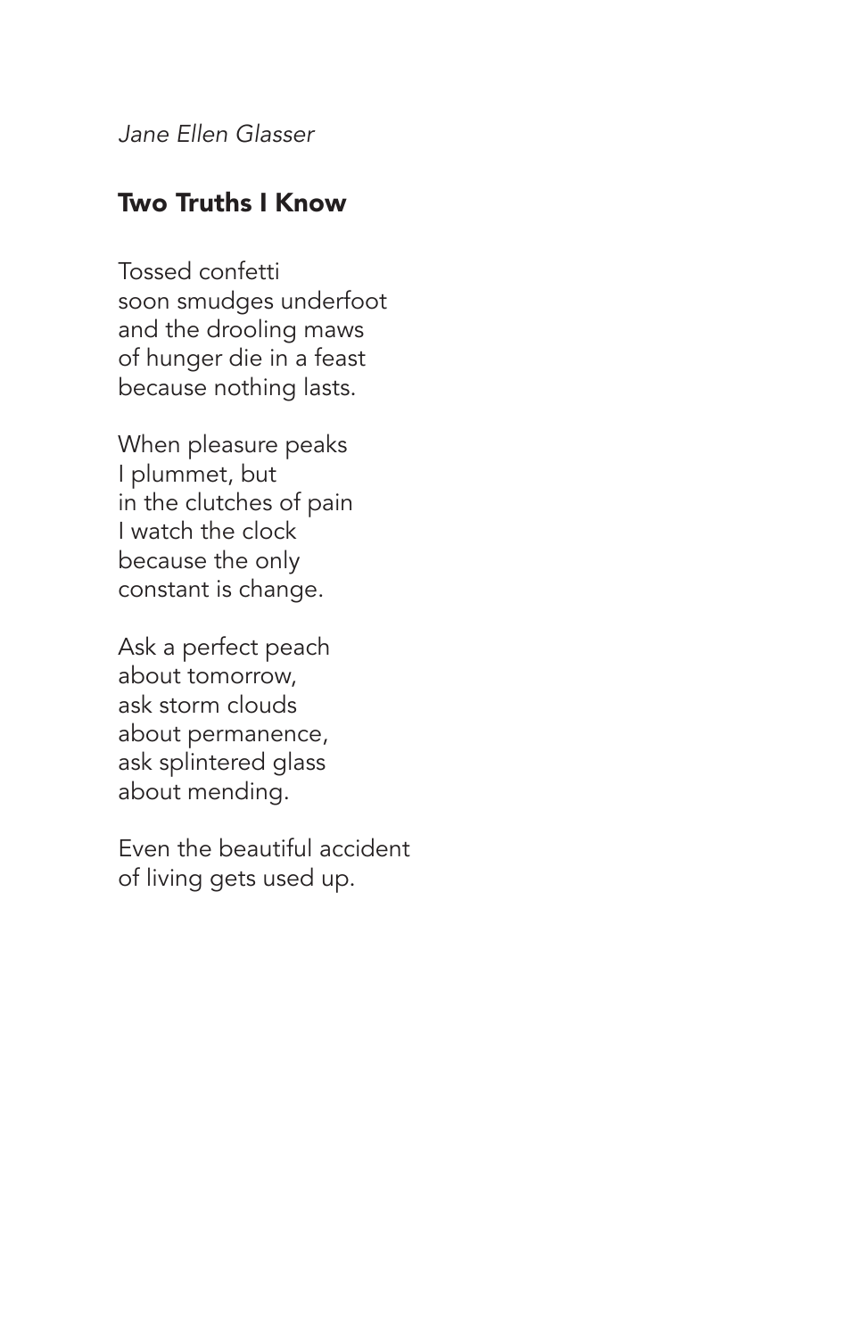*Jane Ellen Glasser*

## Two Truths I Know

Tossed confetti  
soon smudges underfoot  
and the drooling maws  
of hunger die in a feast  
because nothing lasts.

When pleasure peaks  
I plummet, but  
in the clutches of pain  
I watch the clock  
because the only  
constant is change.

Ask a perfect peach  
about tomorrow,  
ask storm clouds  
about permanence,  
ask splintered glass  
about mending.

Even the beautiful accident  
of living gets used up.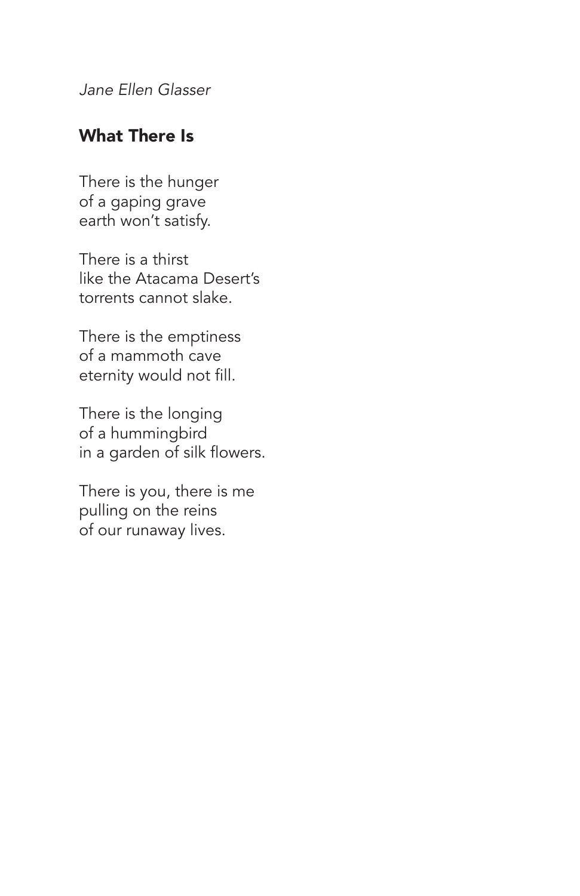*Jane Ellen Glasser*

## What There Is

There is the hunger  
of a gaping grave  
earth won't satisfy.

There is a thirst  
like the Atacama Desert's  
torrents cannot slake.

There is the emptiness  
of a mammoth cave  
eternity would not fill.

There is the longing  
of a hummingbird  
in a garden of silk flowers.

There is you, there is me  
pulling on the reins  
of our runaway lives.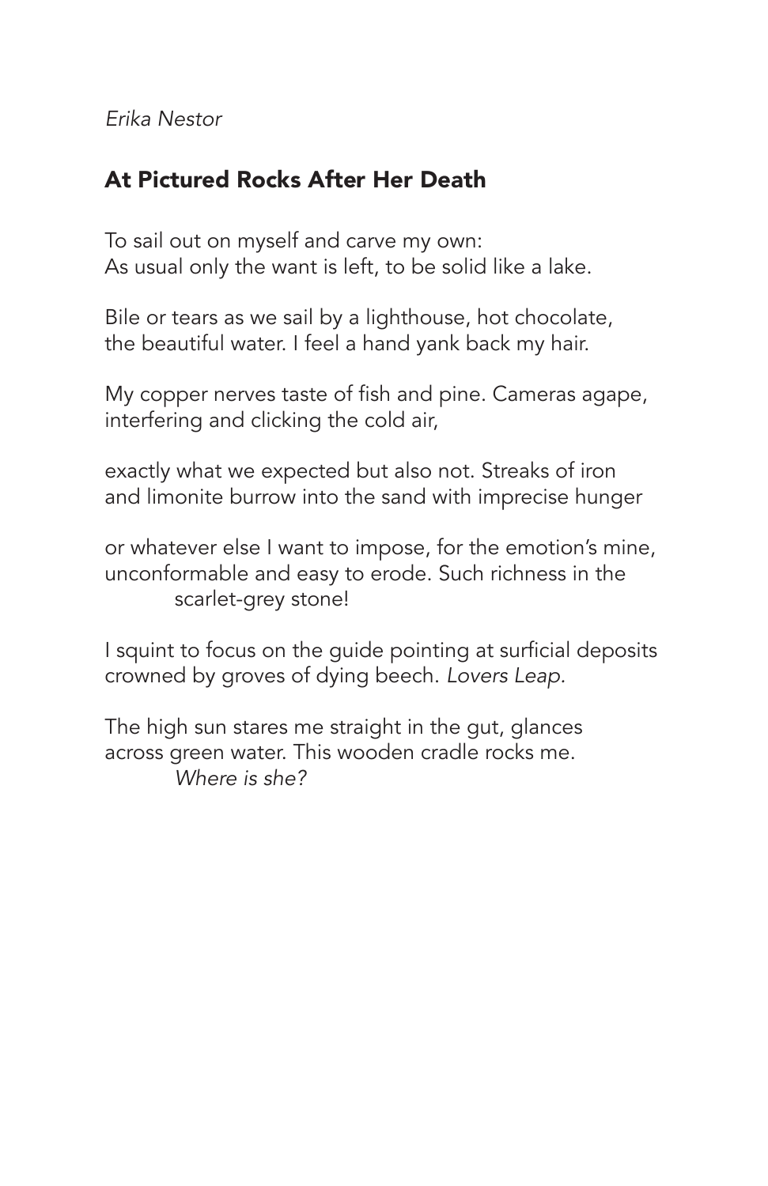*Erika Nestor*

## At Pictured Rocks After Her Death

To sail out on myself and carve my own:  
As usual only the want is left, to be solid like a lake.

Bile or tears as we sail by a lighthouse, hot chocolate,  
the beautiful water. I feel a hand yank back my hair.

My copper nerves taste of fish and pine. Cameras agape,  
interfering and clicking the cold air,

exactly what we expected but also not. Streaks of iron  
and limonite burrow into the sand with imprecise hunger

or whatever else I want to impose, for the emotion's mine,  
unconformable and easy to erode. Such richness in the  
&nbsp;&nbsp;&nbsp;&nbsp;&nbsp;&nbsp;&nbsp;&nbsp;&nbsp;&nbsp;scarlet-grey stone!

I squint to focus on the guide pointing at surficial deposits  
crowned by groves of dying beech. *Lovers Leap.*

The high sun stares me straight in the gut, glances  
across green water. This wooden cradle rocks me.  
&nbsp;&nbsp;&nbsp;&nbsp;&nbsp;&nbsp;&nbsp;&nbsp;&nbsp;&nbsp;*Where is she?*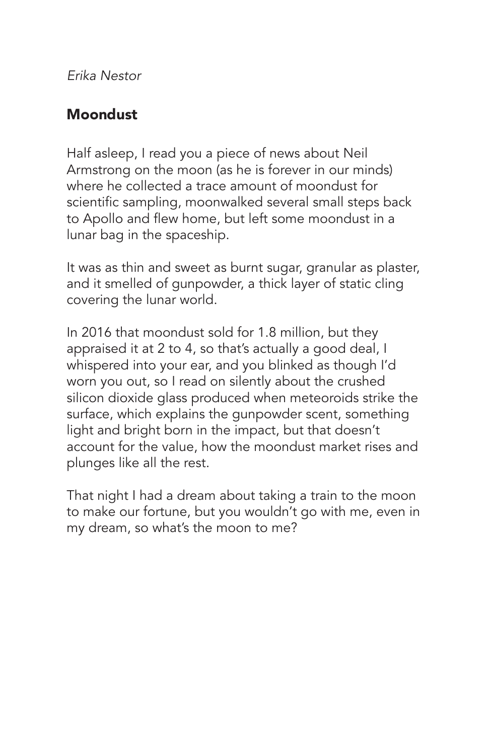*Erika Nestor*

## Moondust

Half asleep, I read you a piece of news about Neil Armstrong on the moon (as he is forever in our minds) where he collected a trace amount of moondust for scientific sampling, moonwalked several small steps back to Apollo and flew home, but left some moondust in a lunar bag in the spaceship.

It was as thin and sweet as burnt sugar, granular as plaster, and it smelled of gunpowder, a thick layer of static cling covering the lunar world.

In 2016 that moondust sold for 1.8 million, but they appraised it at 2 to 4, so that's actually a good deal, I whispered into your ear, and you blinked as though I'd worn you out, so I read on silently about the crushed silicon dioxide glass produced when meteoroids strike the surface, which explains the gunpowder scent, something light and bright born in the impact, but that doesn't account for the value, how the moondust market rises and plunges like all the rest.

That night I had a dream about taking a train to the moon to make our fortune, but you wouldn't go with me, even in my dream, so what's the moon to me?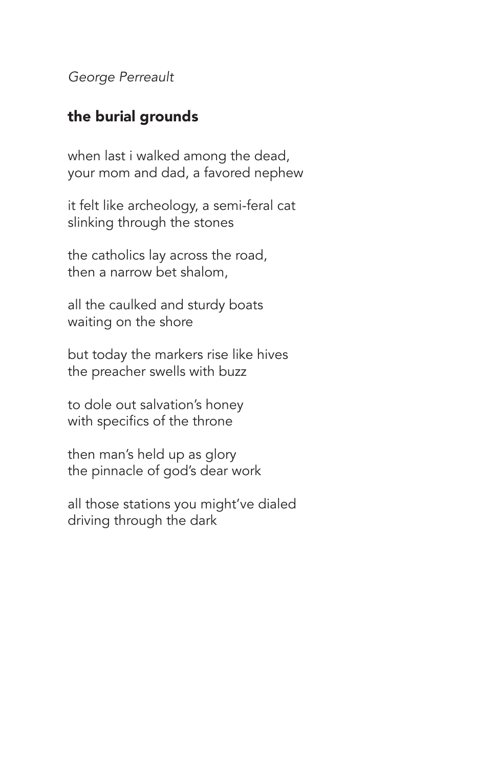*George Perreault*

## the burial grounds

when last i walked among the dead,  
your mom and dad, a favored nephew

it felt like archeology, a semi-feral cat  
slinking through the stones

the catholics lay across the road,  
then a narrow bet shalom,

all the caulked and sturdy boats  
waiting on the shore

but today the markers rise like hives  
the preacher swells with buzz

to dole out salvation's honey  
with specifics of the throne

then man's held up as glory  
the pinnacle of god's dear work

all those stations you might've dialed  
driving through the dark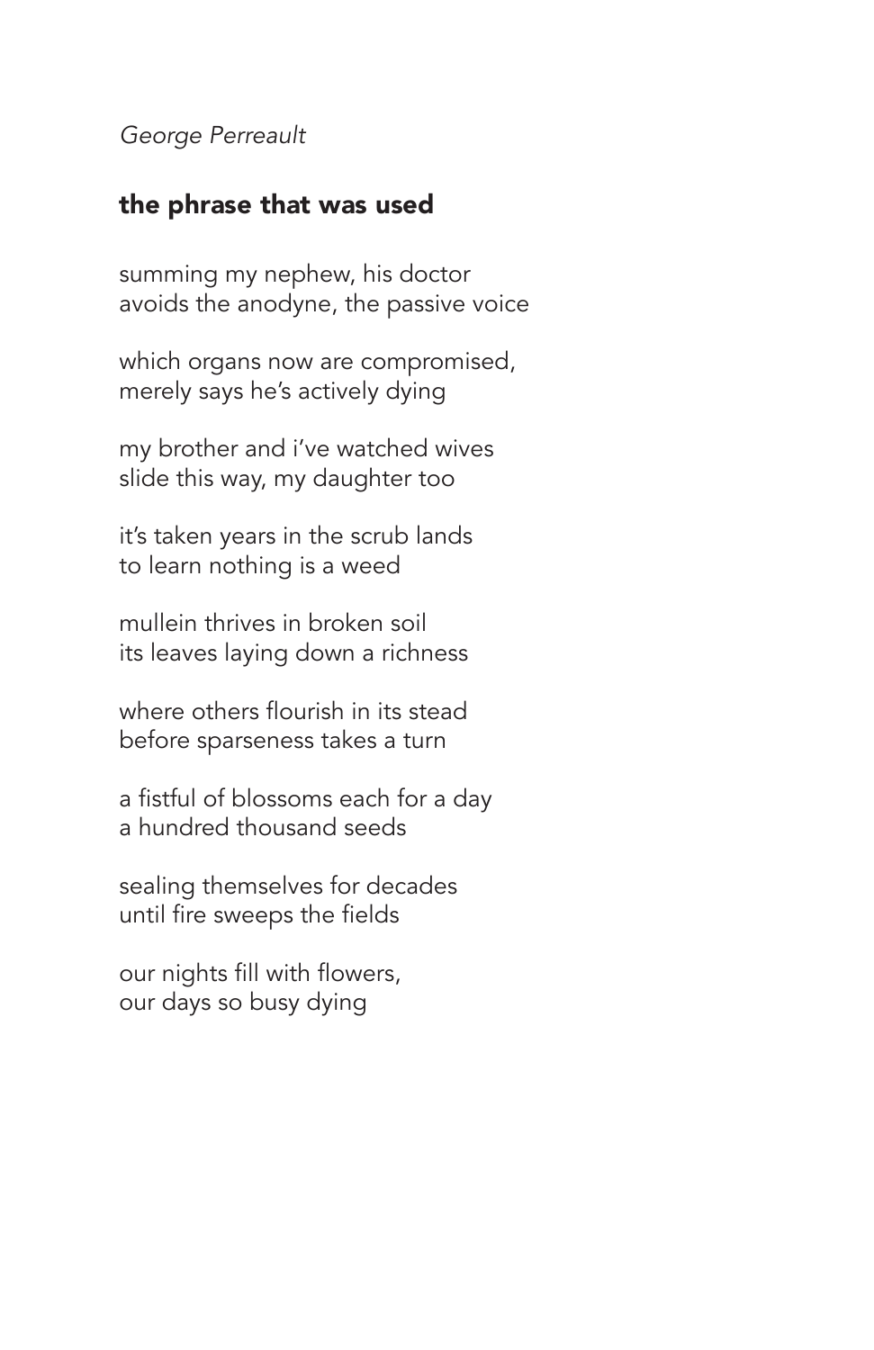*George Perreault*

## the phrase that was used

summing my nephew, his doctor
avoids the anodyne, the passive voice

which organs now are compromised,
merely says he's actively dying

my brother and i've watched wives
slide this way, my daughter too

it's taken years in the scrub lands
to learn nothing is a weed

mullein thrives in broken soil
its leaves laying down a richness

where others flourish in its stead
before sparseness takes a turn

a fistful of blossoms each for a day
a hundred thousand seeds

sealing themselves for decades
until fire sweeps the fields

our nights fill with flowers,
our days so busy dying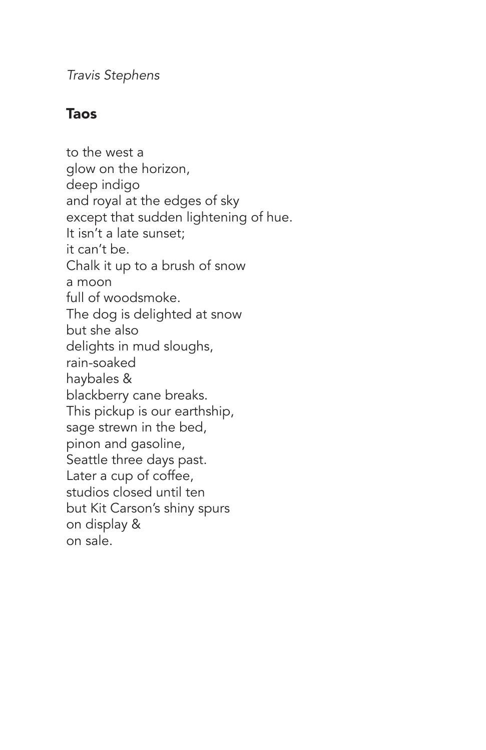*Travis Stephens*

## Taos

to the west a  
glow on the horizon,  
deep indigo  
and royal at the edges of sky  
except that sudden lightening of hue.  
It isn't a late sunset;  
it can't be.  
Chalk it up to a brush of snow  
a moon  
full of woodsmoke.  
The dog is delighted at snow  
but she also  
delights in mud sloughs,  
rain-soaked  
haybales &  
blackberry cane breaks.  
This pickup is our earthship,  
sage strewn in the bed,  
pinon and gasoline,  
Seattle three days past.  
Later a cup of coffee,  
studios closed until ten  
but Kit Carson's shiny spurs  
on display &  
on sale.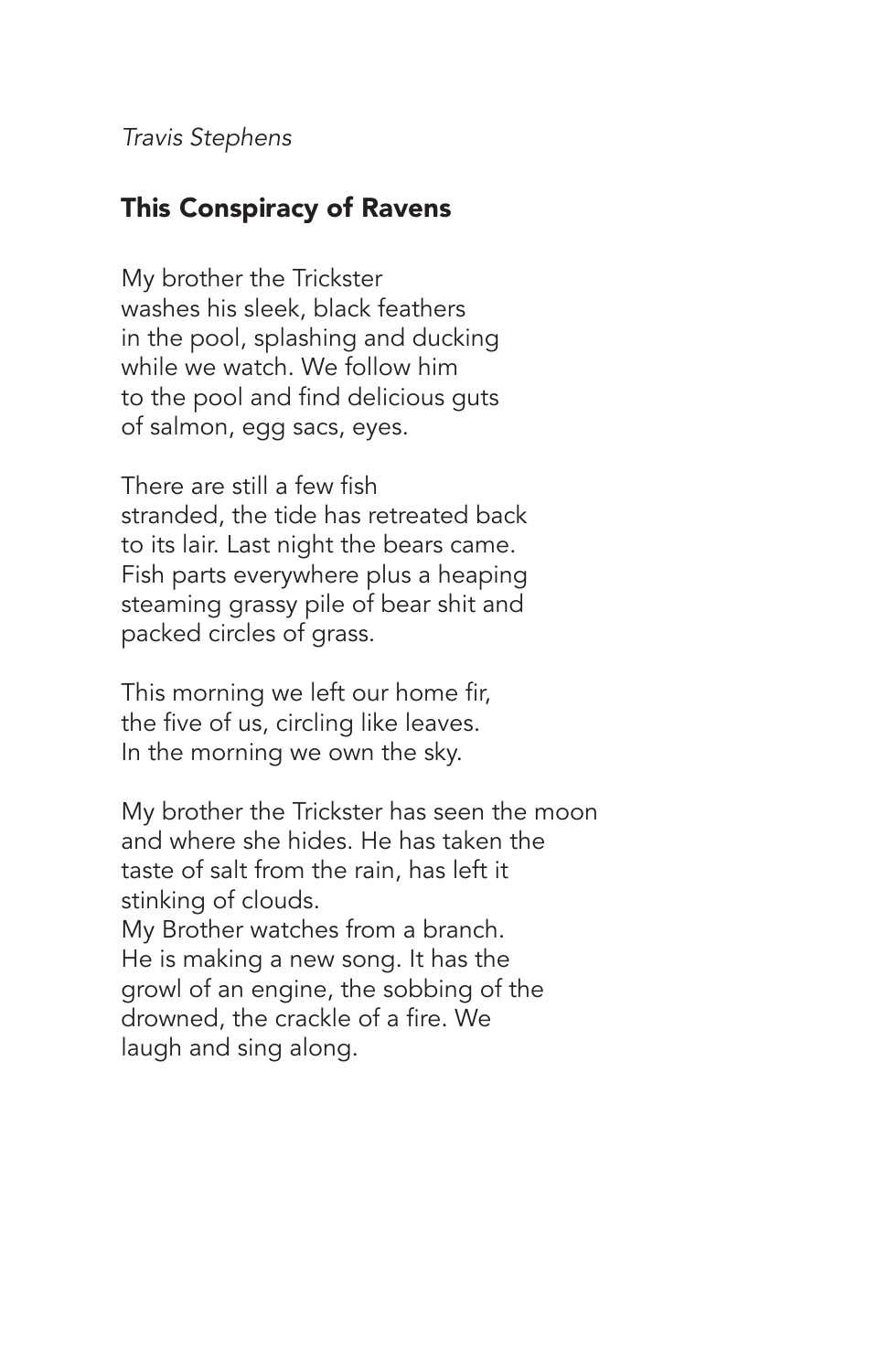*Travis Stephens*

## This Conspiracy of Ravens

My brother the Trickster  
washes his sleek, black feathers  
in the pool, splashing and ducking  
while we watch. We follow him  
to the pool and find delicious guts  
of salmon, egg sacs, eyes.

There are still a few fish  
stranded, the tide has retreated back  
to its lair. Last night the bears came.  
Fish parts everywhere plus a heaping  
steaming grassy pile of bear shit and  
packed circles of grass.

This morning we left our home fir,  
the five of us, circling like leaves.  
In the morning we own the sky.

My brother the Trickster has seen the moon  
and where she hides. He has taken the  
taste of salt from the rain, has left it  
stinking of clouds.  
My Brother watches from a branch.  
He is making a new song. It has the  
growl of an engine, the sobbing of the  
drowned, the crackle of a fire. We  
laugh and sing along.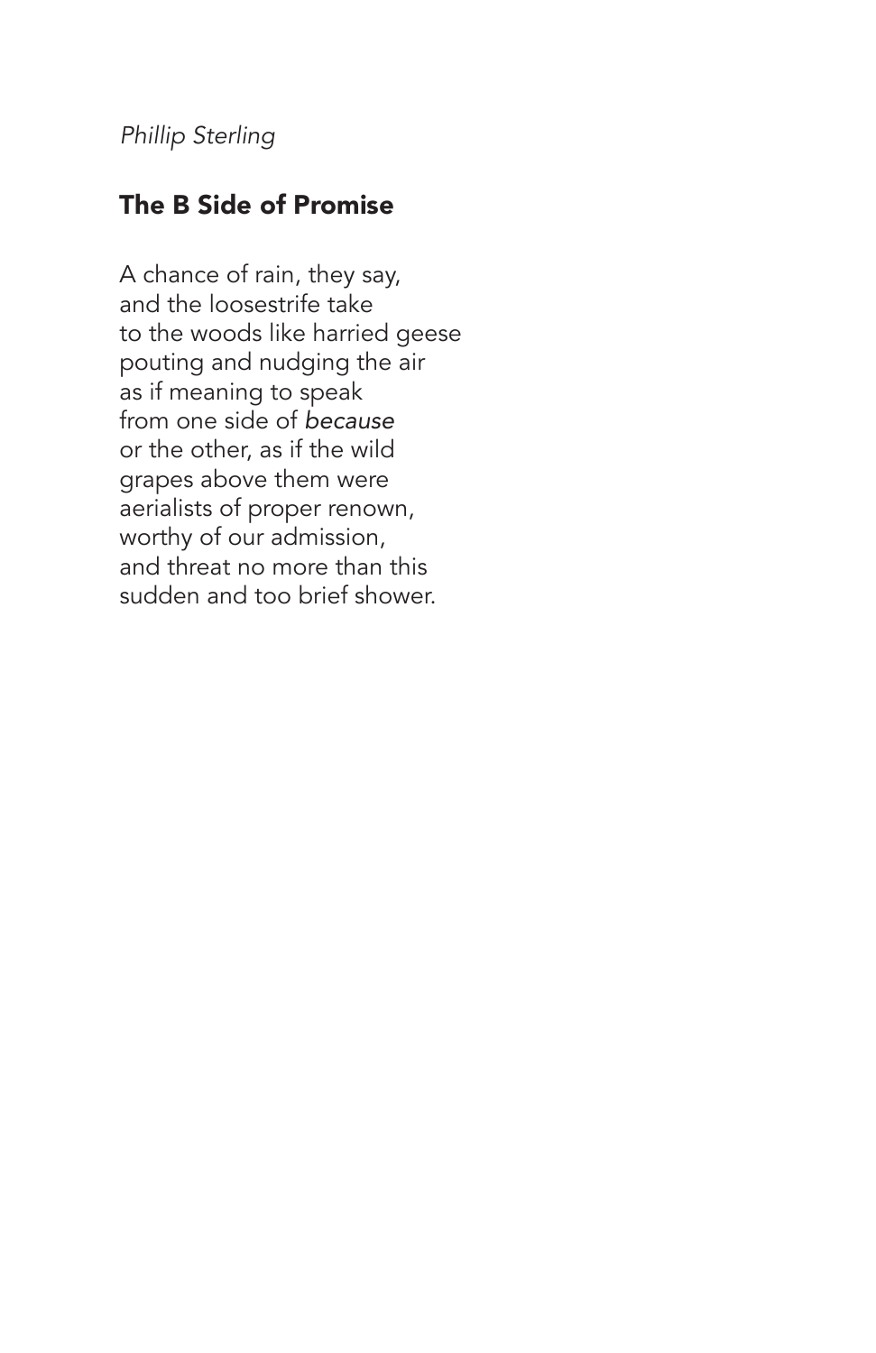*Phillip Sterling*

## The B Side of Promise

A chance of rain, they say,  
and the loosestrife take  
to the woods like harried geese  
pouting and nudging the air  
as if meaning to speak  
from one side of *because*  
or the other, as if the wild  
grapes above them were  
aerialists of proper renown,  
worthy of our admission,  
and threat no more than this  
sudden and too brief shower.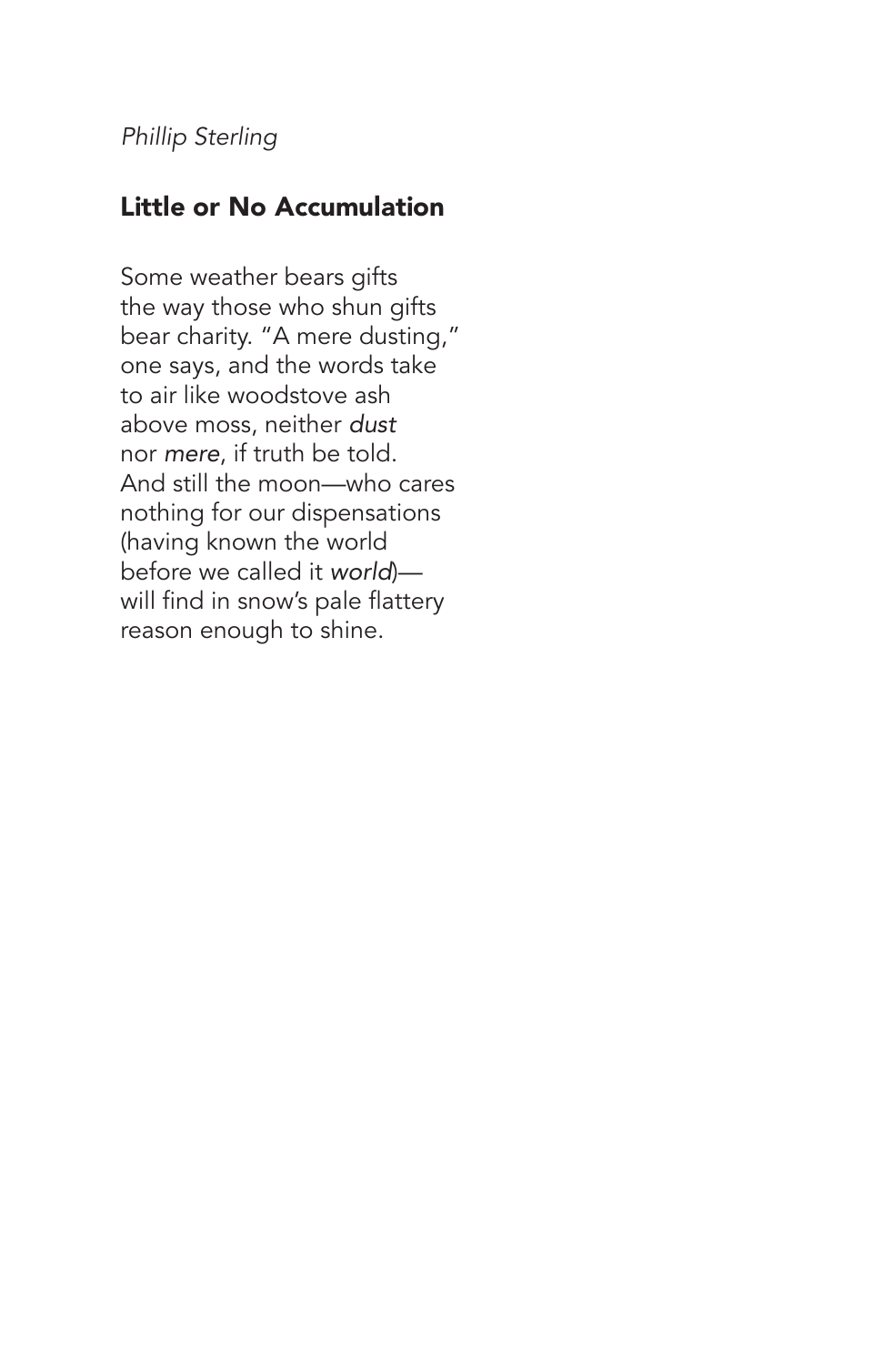*Phillip Sterling*

## Little or No Accumulation

Some weather bears gifts  
the way those who shun gifts  
bear charity. "A mere dusting,"  
one says, and the words take  
to air like woodstove ash  
above moss, neither *dust*  
nor *mere*, if truth be told.  
And still the moon—who cares  
nothing for our dispensations  
(having known the world  
before we called it *world*)—  
will find in snow's pale flattery  
reason enough to shine.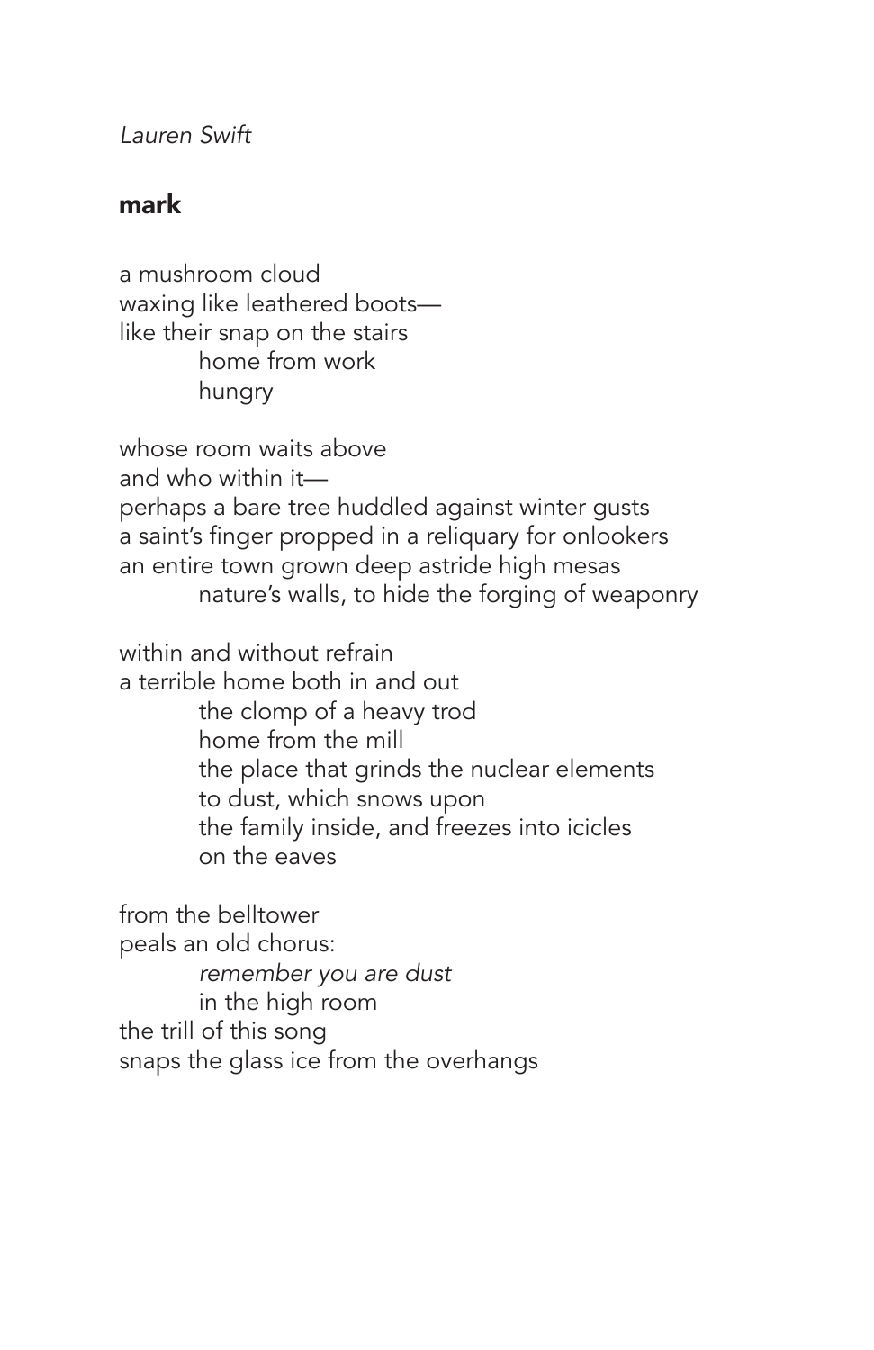*Lauren Swift*

## mark

a mushroom cloud  
waxing like leathered boots—  
like their snap on the stairs  
&nbsp;&nbsp;&nbsp;&nbsp;&nbsp;&nbsp;&nbsp;&nbsp;home from work  
&nbsp;&nbsp;&nbsp;&nbsp;&nbsp;&nbsp;&nbsp;&nbsp;hungry

whose room waits above  
and who within it—  
perhaps a bare tree huddled against winter gusts  
a saint's finger propped in a reliquary for onlookers  
an entire town grown deep astride high mesas  
&nbsp;&nbsp;&nbsp;&nbsp;&nbsp;&nbsp;&nbsp;&nbsp;nature's walls, to hide the forging of weaponry

within and without refrain  
a terrible home both in and out  
&nbsp;&nbsp;&nbsp;&nbsp;&nbsp;&nbsp;&nbsp;&nbsp;the clomp of a heavy trod  
&nbsp;&nbsp;&nbsp;&nbsp;&nbsp;&nbsp;&nbsp;&nbsp;home from the mill  
&nbsp;&nbsp;&nbsp;&nbsp;&nbsp;&nbsp;&nbsp;&nbsp;the place that grinds the nuclear elements  
&nbsp;&nbsp;&nbsp;&nbsp;&nbsp;&nbsp;&nbsp;&nbsp;to dust, which snows upon  
&nbsp;&nbsp;&nbsp;&nbsp;&nbsp;&nbsp;&nbsp;&nbsp;the family inside, and freezes into icicles  
&nbsp;&nbsp;&nbsp;&nbsp;&nbsp;&nbsp;&nbsp;&nbsp;on the eaves

from the belltower  
peals an old chorus:  
&nbsp;&nbsp;&nbsp;&nbsp;&nbsp;&nbsp;&nbsp;&nbsp;*remember you are dust*  
&nbsp;&nbsp;&nbsp;&nbsp;&nbsp;&nbsp;&nbsp;&nbsp;in the high room  
the trill of this song  
snaps the glass ice from the overhangs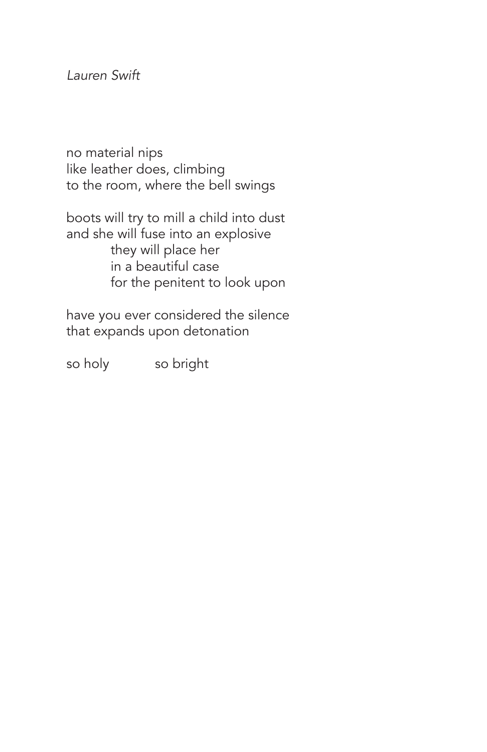*Lauren Swift*

no material nips  
like leather does, climbing  
to the room, where the bell swings

boots will try to mill a child into dust  
and she will fuse into an explosive  
&emsp;&emsp;&emsp;they will place her  
&emsp;&emsp;&emsp;in a beautiful case  
&emsp;&emsp;&emsp;for the penitent to look upon

have you ever considered the silence  
that expands upon detonation

so holy&emsp;&emsp;&emsp;so bright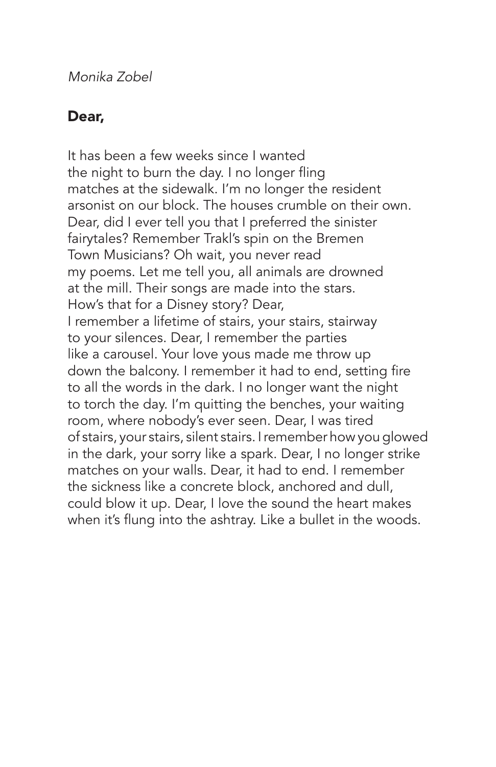*Monika Zobel*

## Dear,

It has been a few weeks since I wanted
the night to burn the day. I no longer fling
matches at the sidewalk. I'm no longer the resident
arsonist on our block. The houses crumble on their own.
Dear, did I ever tell you that I preferred the sinister
fairytales? Remember Trakl's spin on the Bremen
Town Musicians? Oh wait, you never read
my poems. Let me tell you, all animals are drowned
at the mill. Their songs are made into the stars.
How's that for a Disney story? Dear,
I remember a lifetime of stairs, your stairs, stairway
to your silences. Dear, I remember the parties
like a carousel. Your love yous made me throw up
down the balcony. I remember it had to end, setting fire
to all the words in the dark. I no longer want the night
to torch the day. I'm quitting the benches, your waiting
room, where nobody's ever seen. Dear, I was tired
of stairs, your stairs, silent stairs. I remember how you glowed
in the dark, your sorry like a spark. Dear, I no longer strike
matches on your walls. Dear, it had to end. I remember
the sickness like a concrete block, anchored and dull,
could blow it up. Dear, I love the sound the heart makes
when it's flung into the ashtray. Like a bullet in the woods.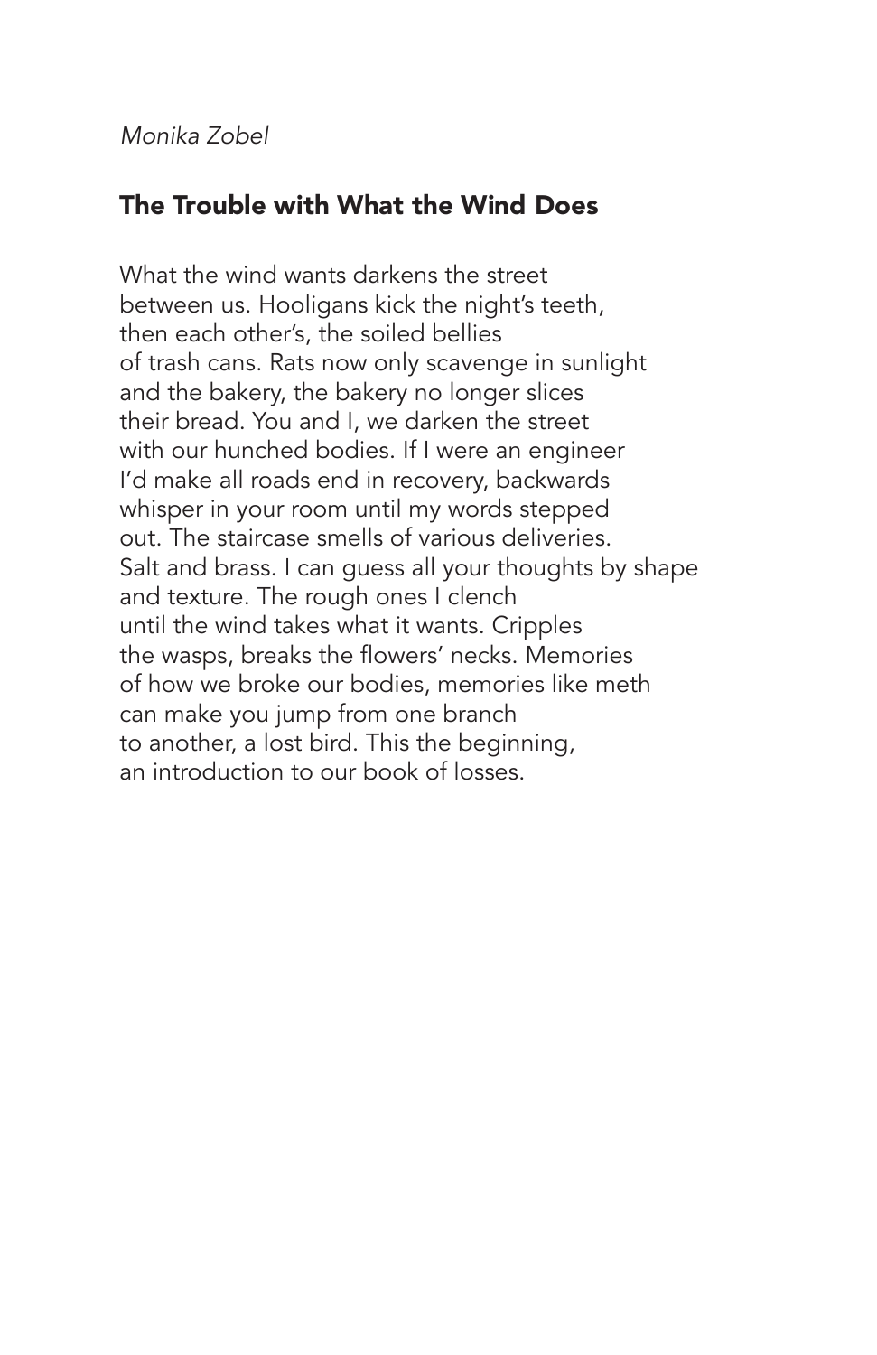*Monika Zobel*

## The Trouble with What the Wind Does

What the wind wants darkens the street  
between us. Hooligans kick the night's teeth,  
then each other's, the soiled bellies  
of trash cans. Rats now only scavenge in sunlight  
and the bakery, the bakery no longer slices  
their bread. You and I, we darken the street  
with our hunched bodies. If I were an engineer  
I'd make all roads end in recovery, backwards  
whisper in your room until my words stepped  
out. The staircase smells of various deliveries.  
Salt and brass. I can guess all your thoughts by shape  
and texture. The rough ones I clench  
until the wind takes what it wants. Cripples  
the wasps, breaks the flowers' necks. Memories  
of how we broke our bodies, memories like meth  
can make you jump from one branch  
to another, a lost bird. This the beginning,  
an introduction to our book of losses.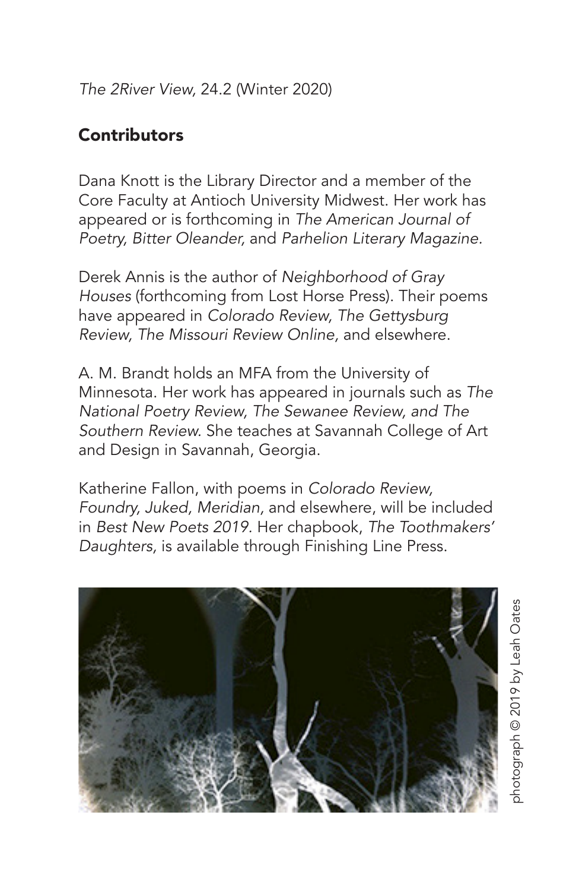*The 2River View*, 24.2 (Winter 2020)

## Contributors

Dana Knott is the Library Director and a member of the Core Faculty at Antioch University Midwest. Her work has appeared or is forthcoming in *The American Journal of Poetry, Bitter Oleander,* and *Parhelion Literary Magazine.*

Derek Annis is the author of *Neighborhood of Gray Houses* (forthcoming from Lost Horse Press). Their poems have appeared in *Colorado Review, The Gettysburg Review, The Missouri Review Online,* and elsewhere.

A. M. Brandt holds an MFA from the University of Minnesota. Her work has appeared in journals such as *The National Poetry Review, The Sewanee Review, and The Southern Review.* She teaches at Savannah College of Art and Design in Savannah, Georgia.

Katherine Fallon, with poems in *Colorado Review, Foundry, Juked, Meridian,* and elsewhere, will be included in *Best New Poets 2019.* Her chapbook, *The Toothmakers' Daughters,* is available through Finishing Line Press.

photograph © 2019 by Leah Oates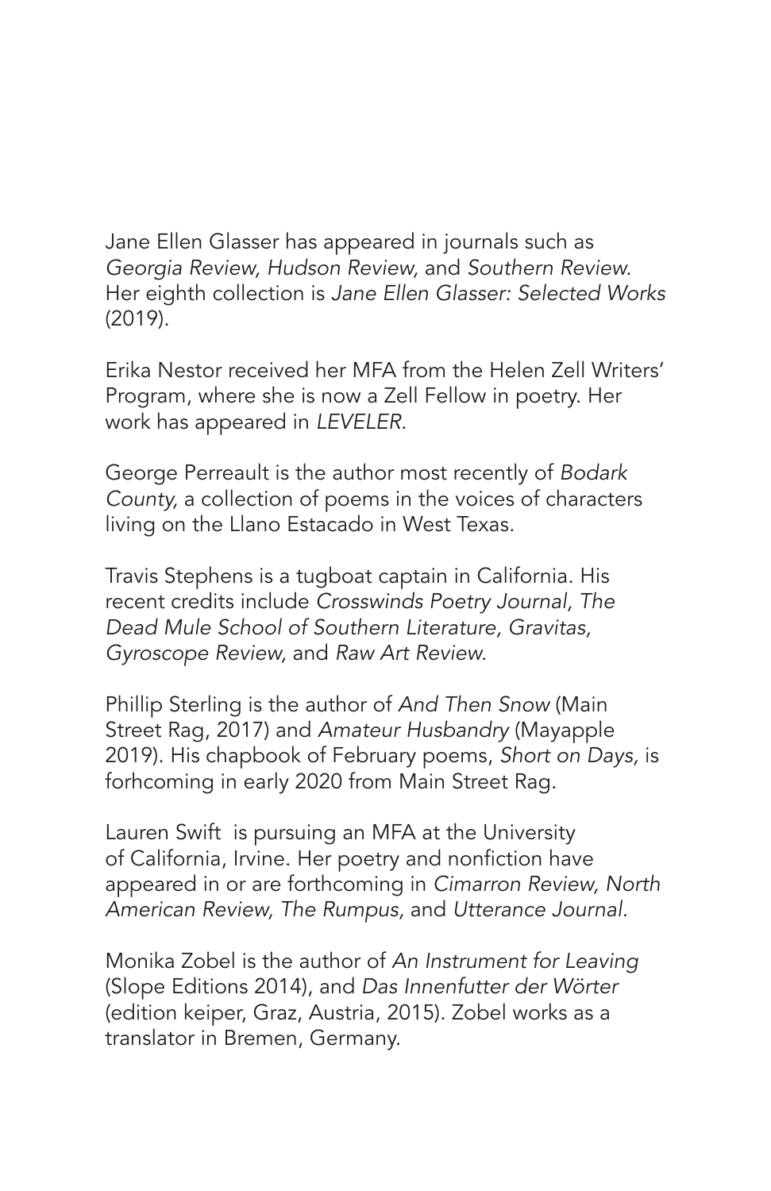Jane Ellen Glasser has appeared in journals such as *Georgia Review, Hudson Review,* and *Southern Review.* Her eighth collection is *Jane Ellen Glasser: Selected Works* (2019).

Erika Nestor received her MFA from the Helen Zell Writers' Program, where she is now a Zell Fellow in poetry. Her work has appeared in *LEVELER.*

George Perreault is the author most recently of *Bodark County,* a collection of poems in the voices of characters living on the Llano Estacado in West Texas.

Travis Stephens is a tugboat captain in California. His recent credits include *Crosswinds Poetry Journal, The Dead Mule School of Southern Literature, Gravitas, Gyroscope Review,* and *Raw Art Review.*

Phillip Sterling is the author of *And Then Snow* (Main Street Rag, 2017) and *Amateur Husbandry* (Mayapple 2019). His chapbook of February poems, *Short on Days,* is forhcoming in early 2020 from Main Street Rag.

Lauren Swift is pursuing an MFA at the University of California, Irvine. Her poetry and nonfiction have appeared in or are forthcoming in *Cimarron Review, North American Review, The Rumpus,* and *Utterance Journal*.

Monika Zobel is the author of *An Instrument for Leaving* (Slope Editions 2014), and *Das Innenfutter der Wörter* (edition keiper, Graz, Austria, 2015). Zobel works as a translator in Bremen, Germany.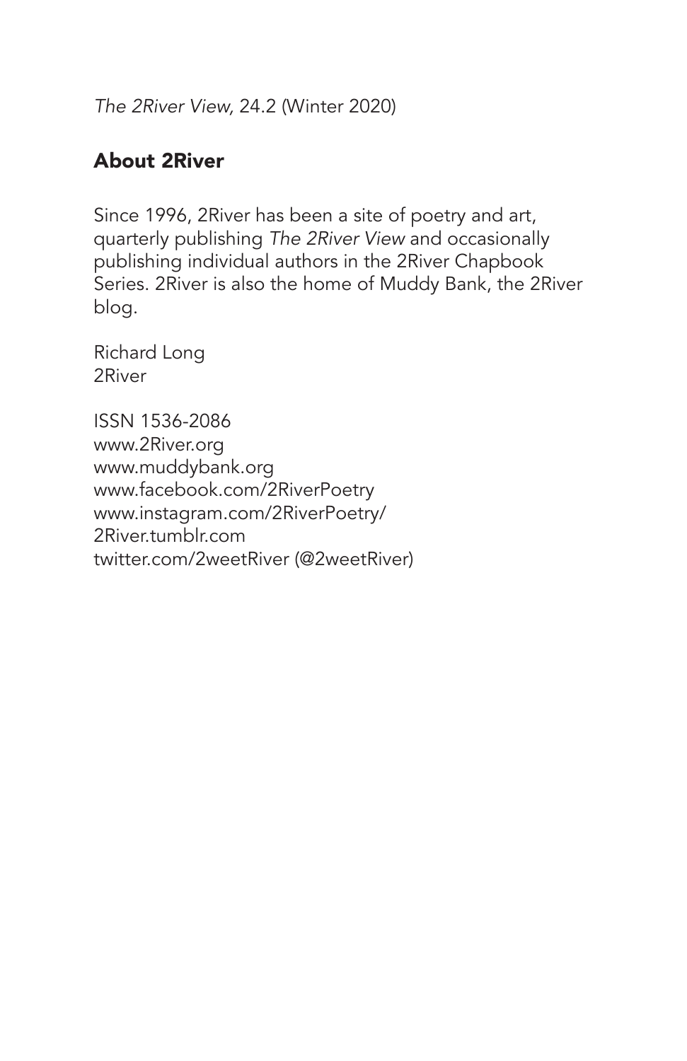*The 2River View*, 24.2 (Winter 2020)

## About 2River

Since 1996, 2River has been a site of poetry and art, quarterly publishing *The 2River View* and occasionally publishing individual authors in the 2River Chapbook Series. 2River is also the home of Muddy Bank, the 2River blog.

Richard Long
2River

ISSN 1536-2086
www.2River.org
www.muddybank.org
www.facebook.com/2RiverPoetry
www.instagram.com/2RiverPoetry/
2River.tumblr.com
twitter.com/2weetRiver (@2weetRiver)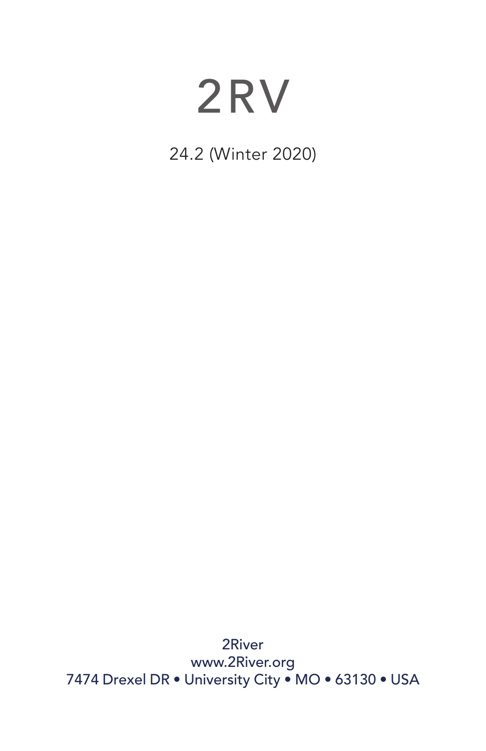# 2RV

24.2 (Winter 2020)

2River
www.2River.org
7474 Drexel DR • University City • MO • 63130 • USA